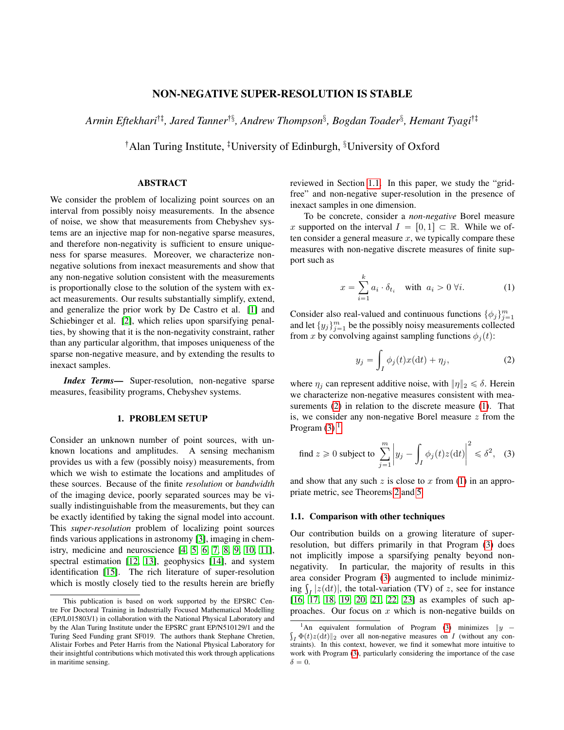# NON-NEGATIVE SUPER-RESOLUTION IS STABLE

*Armin Eftekhari[†‡], Jared Tanner[†§], Andrew Thompson[§], Bogdan Toader[§], Hemant Tyagi[†‡]*

[†]Alan Turing Institute, [‡]University of Edinburgh, [§]University of Oxford

## ABSTRACT

We consider the problem of localizing point sources on an interval from possibly noisy measurements. In the absence of noise, we show that measurements from Chebyshev systems are an injective map for non-negative sparse measures, and therefore non-negativity is sufficient to ensure uniqueness for sparse measures. Moreover, we characterize non-negative solutions from inexact measurements and show that any non-negative solution consistent with the measurements is proportionally close to the solution of the system with exact measurements. Our results substantially simplify, extend, and generalize the prior work by De Castro et al. [1] and Schiebinger et al. [2], which relies upon sparsifying penalties, by showing that it is the non-negativity constraint, rather than any particular algorithm, that imposes uniqueness of the sparse non-negative measure, and by extending the results to inexact samples.

***Index Terms***— Super-resolution, non-negative sparse measures, feasibility programs, Chebyshev systems.

## 1. PROBLEM SETUP

Consider an unknown number of point sources, with unknown locations and amplitudes. A sensing mechanism provides us with a few (possibly noisy) measurements, from which we wish to estimate the locations and amplitudes of these sources. Because of the finite *resolution* or *bandwidth* of the imaging device, poorly separated sources may be visually indistinguishable from the measurements, but they can be exactly identified by taking the signal model into account. This *super-resolution* problem of localizing point sources finds various applications in astronomy [3], imaging in chemistry, medicine and neuroscience [4, 5, 6, 7, 8, 9, 10, 11], spectral estimation [12, 13], geophysics [14], and system identification [15]. The rich literature of super-resolution which is mostly closely tied to the results herein are briefly reviewed in Section 1.1. In this paper, we study the "grid-free" and non-negative super-resolution in the presence of inexact samples in one dimension.

To be concrete, consider a *non-negative* Borel measure $x$ supported on the interval $I = [0, 1] \subset \mathbb{R}$. While we often consider a general measure $x$, we typically compare these measures with non-negative discrete measures of finite support such as

$$x = \sum_{i=1}^{k} a_i \cdot \delta_{t_i} \quad \text{with} \;\; a_i > 0 \; \forall i. \tag{1}$$

Consider also real-valued and continuous functions $\{\phi_j\}_{j=1}^m$ and let $\{y_j\}_{j=1}^m$ be the possibly noisy measurements collected from $x$ by convolving against sampling functions $\phi_j(t)$:

$$y_j = \int_I \phi_j(t) x(\mathrm{d}t) + \eta_j, \tag{2}$$

where $\eta_j$ can represent additive noise, with $\|\eta\|_2 \leqslant \delta$. Herein we characterize non-negative measures consistent with measurements (2) in relation to the discrete measure (1). That is, we consider any non-negative Borel measure $z$ from the Program (3) [1]

$$\text{find } z \geqslant 0 \text{ subject to } \sum_{j=1}^{m} \left| y_j - \int_I \phi_j(t) z(\mathrm{d}t) \right|^2 \leqslant \delta^2, \tag{3}$$

and show that any such $z$ is close to $x$ from (1) in an appropriate metric, see Theorems 2 and 5.

### 1.1. Comparison with other techniques

Our contribution builds on a growing literature of super-resolution, but differs primarily in that Program (3) does not implicitly impose a sparsifying penalty beyond non-negativity. In particular, the majority of results in this area consider Program (3) augmented to include minimizing $\int_I |z(\mathrm{d}t)|$, the total-variation (TV) of $z$, see for instance [16, 17, 18, 19, 20, 21, 22, 23] as examples of such approaches. Our focus on $x$ which is non-negative builds on

---

[1] An equivalent formulation of Program (3) minimizes $\|y - \int_I \Phi(t) z(\mathrm{d}t)\|_2$ over all non-negative measures on $I$ (without any constraints). In this context, however, we find it somewhat more intuitive to work with Program (3), particularly considering the importance of the case $\delta = 0$.

This publication is based on work supported by the EPSRC Centre For Doctoral Training in Industrially Focused Mathematical Modelling (EP/L015803/1) in collaboration with the National Physical Laboratory and by the Alan Turing Institute under the EPSRC grant EP/N510129/1 and the Turing Seed Funding grant SF019. The authors thank Stephane Chretien, Alistair Forbes and Peter Harris from the National Physical Laboratory for their insightful contributions which motivated this work through applications in maritime sensing.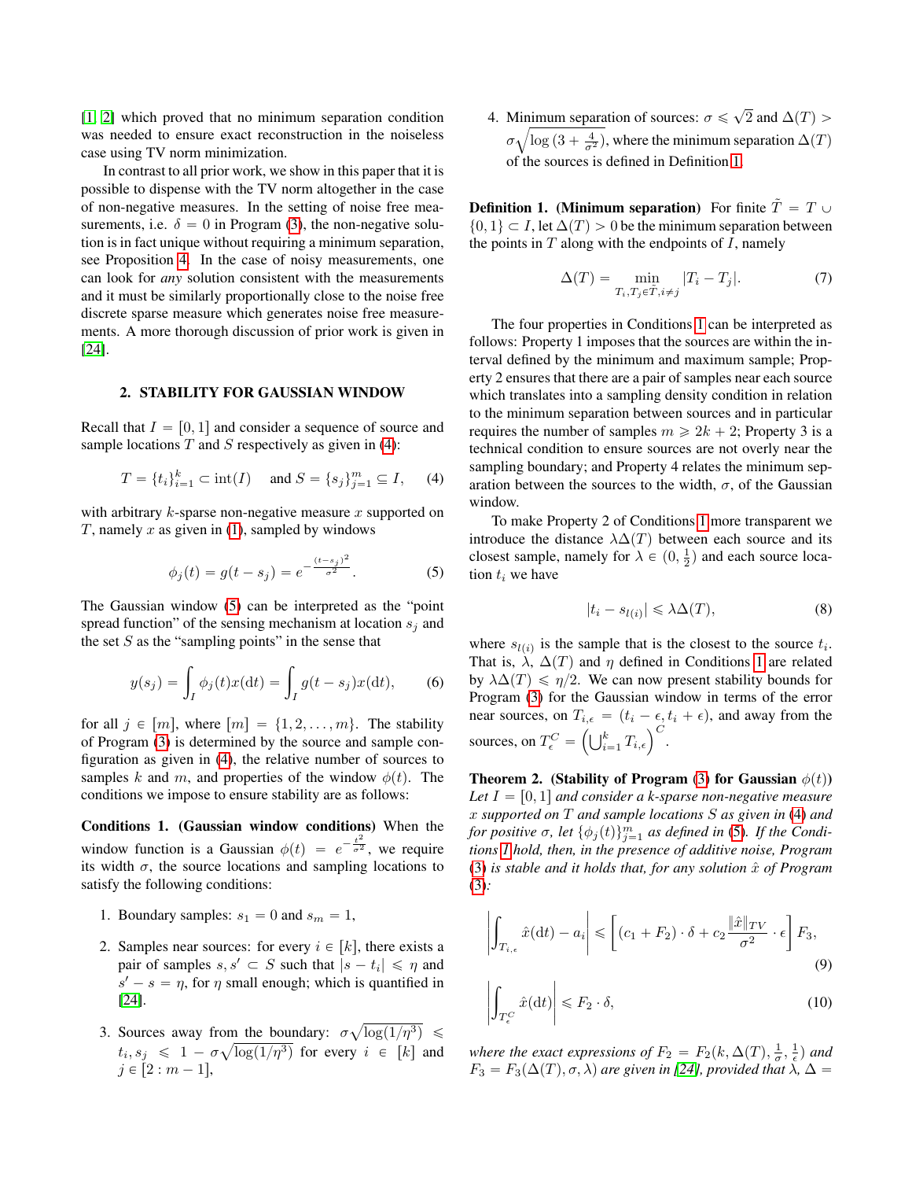[1, 2] which proved that no minimum separation condition was needed to ensure exact reconstruction in the noiseless case using TV norm minimization.

In contrast to all prior work, we show in this paper that it is possible to dispense with the TV norm altogether in the case of non-negative measures. In the setting of noise free measurements, i.e. $\delta = 0$ in Program (3), the non-negative solution is in fact unique without requiring a minimum separation, see Proposition 4. In the case of noisy measurements, one can look for *any* solution consistent with the measurements and it must be similarly proportionally close to the noise free discrete sparse measure which generates noise free measurements. A more thorough discussion of prior work is given in [24].

## 2. STABILITY FOR GAUSSIAN WINDOW

Recall that $I = [0, 1]$ and consider a sequence of source and sample locations $T$ and $S$ respectively as given in (4):

$$T = \{t_i\}_{i=1}^k \subset \text{int}(I) \quad \text{and } S = \{s_j\}_{j=1}^m \subseteq I, \tag{4}$$

with arbitrary $k$-sparse non-negative measure $x$ supported on $T$, namely $x$ as given in (1), sampled by windows

$$\phi_j(t) = g(t - s_j) = e^{-\frac{(t-s_j)^2}{\sigma^2}}. \tag{5}$$

The Gaussian window (5) can be interpreted as the "point spread function" of the sensing mechanism at location $s_j$ and the set $S$ as the "sampling points" in the sense that

$$y(s_j) = \int_I \phi_j(t) x(\mathrm{d}t) = \int_I g(t - s_j) x(\mathrm{d}t), \tag{6}$$

for all $j \in [m]$, where $[m] = \{1, 2, \ldots, m\}$. The stability of Program (3) is determined by the source and sample configuration as given in (4), the relative number of sources to samples $k$ and $m$, and properties of the window $\phi(t)$. The conditions we impose to ensure stability are as follows:

**Conditions 1. (Gaussian window conditions)** When the window function is a Gaussian $\phi(t) = e^{-\frac{t^2}{\sigma^2}}$, we require its width $\sigma$, the source locations and sampling locations to satisfy the following conditions:

1. Boundary samples: $s_1 = 0$ and $s_m = 1$,
2. Samples near sources: for every $i \in [k]$, there exists a pair of samples $s, s' \subset S$ such that $|s - t_i| \leqslant \eta$ and $s' - s = \eta$, for $\eta$ small enough; which is quantified in [24].
3. Sources away from the boundary: $\sigma\sqrt{\log(1/\eta^3)} \leqslant t_i, s_j \leqslant 1 - \sigma\sqrt{\log(1/\eta^3)}$ for every $i \in [k]$ and $j \in [2 : m - 1]$,
4. Minimum separation of sources: $\sigma \leqslant \sqrt{2}$ and $\Delta(T) > \sigma\sqrt{\log\left(3 + \frac{4}{\sigma^2}\right)}$, where the minimum separation $\Delta(T)$ of the sources is defined in Definition 1.

**Definition 1. (Minimum separation)** For finite $\tilde{T} = T \cup \{0, 1\} \subset I$, let $\Delta(T) > 0$ be the minimum separation between the points in $T$ along with the endpoints of $I$, namely

$$\Delta(T) = \min_{T_i, T_j \in \tilde{T}, i \neq j} |T_i - T_j|. \tag{7}$$

The four properties in Conditions 1 can be interpreted as follows: Property 1 imposes that the sources are within the interval defined by the minimum and maximum sample; Property 2 ensures that there are a pair of samples near each source which translates into a sampling density condition in relation to the minimum separation between sources and in particular requires the number of samples $m \geqslant 2k + 2$; Property 3 is a technical condition to ensure sources are not overly near the sampling boundary; and Property 4 relates the minimum separation between the sources to the width, $\sigma$, of the Gaussian window.

To make Property 2 of Conditions 1 more transparent we introduce the distance $\lambda\Delta(T)$ between each source and its closest sample, namely for $\lambda \in (0, \frac{1}{2})$ and each source location $t_i$ we have

$$|t_i - s_{l(i)}| \leqslant \lambda\Delta(T), \tag{8}$$

where $s_{l(i)}$ is the sample that is the closest to the source $t_i$. That is, $\lambda$, $\Delta(T)$ and $\eta$ defined in Conditions 1 are related by $\lambda\Delta(T) \leqslant \eta/2$. We can now present stability bounds for Program (3) for the Gaussian window in terms of the error near sources, on $T_{i,\epsilon} = (t_i - \epsilon, t_i + \epsilon)$, and away from the sources, on $T_\epsilon^C = \left(\bigcup_{i=1}^k T_{i,\epsilon}\right)^C$.

**Theorem 2. (Stability of Program (3) for Gaussian $\phi(t)$)** *Let $I = [0, 1]$ and consider a $k$-sparse non-negative measure $x$ supported on $T$ and sample locations $S$ as given in (4) and for positive $\sigma$, let $\{\phi_j(t)\}_{j=1}^m$ as defined in (5). If the Conditions 1 hold, then, in the presence of additive noise, Program (3) is stable and it holds that, for any solution $\hat{x}$ of Program (3):*

$$\left| \int_{T_{i,\epsilon}} \hat{x}(\mathrm{d}t) - a_i \right| \leqslant \left[ (c_1 + F_2) \cdot \delta + c_2 \frac{\|\hat{x}\|_{TV}}{\sigma^2} \cdot \epsilon \right] F_3, \tag{9}$$

$$\left| \int_{T_\epsilon^C} \hat{x}(\mathrm{d}t) \right| \leqslant F_2 \cdot \delta, \tag{10}$$

*where the exact expressions of $F_2 = F_2(k, \Delta(T), \frac{1}{\sigma}, \frac{1}{\epsilon})$ and $F_3 = F_3(\Delta(T), \sigma, \lambda)$ are given in [24], provided that $\lambda$, $\Delta =$*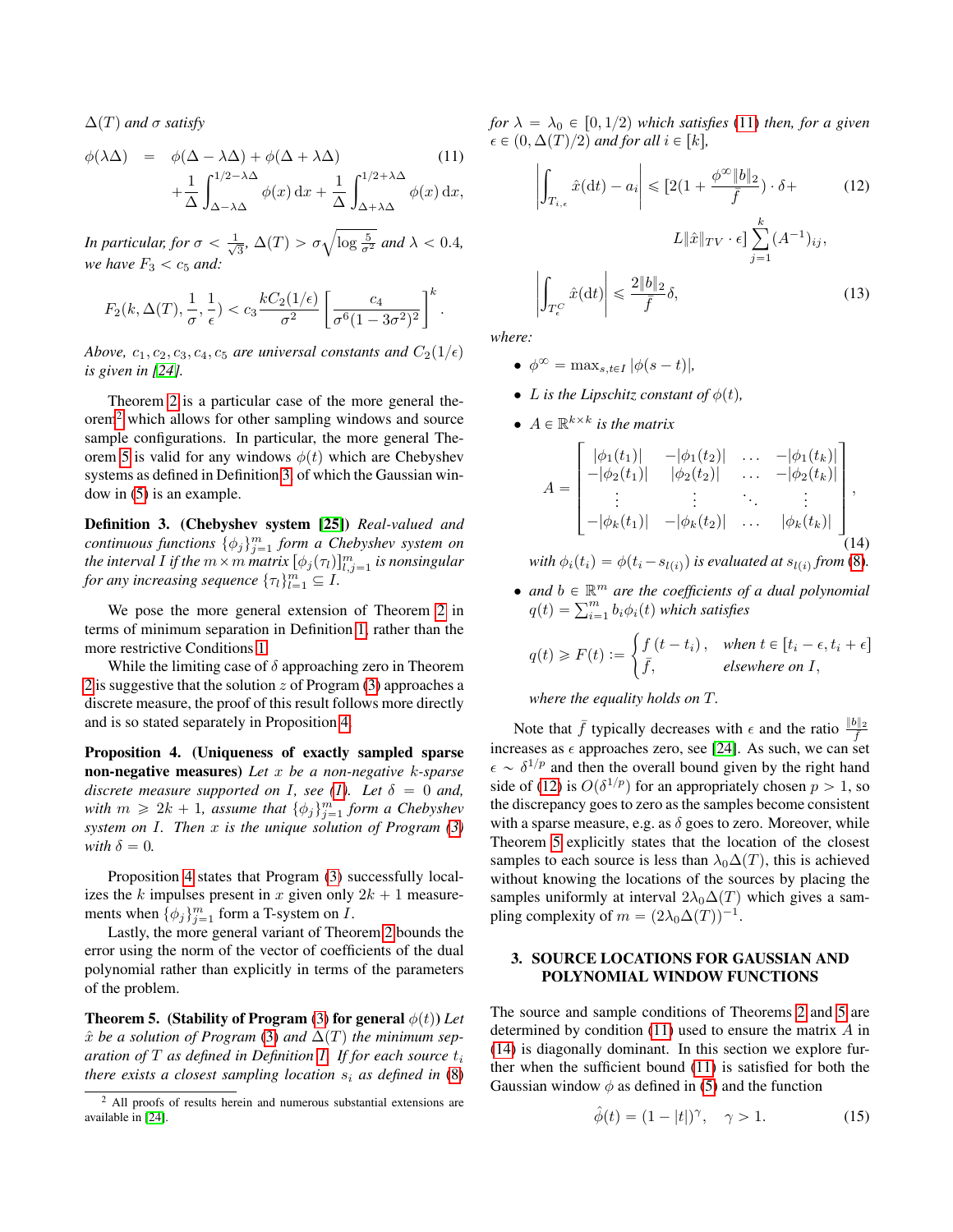$\Delta(T)$ and $\sigma$ satisfy

$$\phi(\lambda\Delta) = \phi(\Delta - \lambda\Delta) + \phi(\Delta + \lambda\Delta) + \frac{1}{\Delta}\int_{\Delta-\lambda\Delta}^{1/2-\lambda\Delta} \phi(x)\,\mathrm{d}x + \frac{1}{\Delta}\int_{\Delta+\lambda\Delta}^{1/2+\lambda\Delta} \phi(x)\,\mathrm{d}x, \tag{11}$$

*In particular, for $\sigma < \frac{1}{\sqrt{3}}$, $\Delta(T) > \sigma\sqrt{\log\frac{5}{\sigma^2}}$ and $\lambda < 0.4$, we have $F_3 < c_5$ and:*

$$F_2(k, \Delta(T), \frac{1}{\sigma}, \frac{1}{\epsilon}) < c_3 \frac{kC_2(1/\epsilon)}{\sigma^2}\left[\frac{c_4}{\sigma^6(1-3\sigma^2)^2}\right]^k.$$

*Above, $c_1, c_2, c_3, c_4, c_5$ are universal constants and $C_2(1/\epsilon)$ is given in [24].*

Theorem 2 is a particular case of the more general theorem[2] which allows for other sampling windows and source sample configurations. In particular, the more general Theorem 5 is valid for any windows $\phi(t)$ which are Chebyshev systems as defined in Definition 3, of which the Gaussian window in (5) is an example.

**Definition 3. (Chebyshev system [25])** *Real-valued and continuous functions $\{\phi_j\}_{j=1}^m$ form a Chebyshev system on the interval $I$ if the $m \times m$ matrix $[\phi_j(\tau_l)]_{l,j=1}^m$ is nonsingular for any increasing sequence $\{\tau_l\}_{l=1}^m \subseteq I$.*

We pose the more general extension of Theorem 2 in terms of minimum separation in Definition 1, rather than the more restrictive Conditions 1.

While the limiting case of $\delta$ approaching zero in Theorem 2 is suggestive that the solution $z$ of Program (3) approaches a discrete measure, the proof of this result follows more directly and is so stated separately in Proposition 4.

**Proposition 4. (Uniqueness of exactly sampled sparse non-negative measures)** *Let $x$ be a non-negative $k$-sparse discrete measure supported on $I$, see (1). Let $\delta = 0$ and, with $m \geqslant 2k+1$, assume that $\{\phi_j\}_{j=1}^m$ form a Chebyshev system on $I$. Then $x$ is the unique solution of Program (3) with $\delta = 0$.*

Proposition 4 states that Program (3) successfully localizes the $k$ impulses present in $x$ given only $2k+1$ measurements when $\{\phi_j\}_{j=1}^m$ form a T-system on $I$.

Lastly, the more general variant of Theorem 2 bounds the error using the norm of the vector of coefficients of the dual polynomial rather than explicitly in terms of the parameters of the problem.

**Theorem 5. (Stability of Program (3) for general $\phi(t)$)** *Let $\hat{x}$ be a solution of Program (3) and $\Delta(T)$ the minimum separation of $T$ as defined in Definition 1. If for each source $t_i$ there exists a closest sampling location $s_i$ as defined in (8) for $\lambda = \lambda_0 \in [0, 1/2)$ which satisfies (11) then, for a given $\epsilon \in (0, \Delta(T)/2)$ and for all $i \in [k]$,*

$$\left|\int_{T_{i,\epsilon}} \hat{x}(\mathrm{d}t) - a_i\right| \leqslant [2(1 + \frac{\phi^\infty \|b\|_2}{\bar{f}}) \cdot \delta + L\|\hat{x}\|_{TV} \cdot \epsilon] \sum_{j=1}^k (A^{-1})_{ij}, \tag{12}$$

$$\left|\int_{T_\epsilon^C} \hat{x}(\mathrm{d}t)\right| \leqslant \frac{2\|b\|_2}{\bar{f}}\delta, \tag{13}$$

*where:*

- $\phi^\infty = \max_{s,t \in I} |\phi(s-t)|$,
- *$L$ is the Lipschitz constant of $\phi(t)$,*
- *$A \in \mathbb{R}^{k \times k}$ is the matrix*

$$A = \begin{bmatrix} |\phi_1(t_1)| & -|\phi_1(t_2)| & \dots & -|\phi_1(t_k)| \\ -|\phi_2(t_1)| & |\phi_2(t_2)| & \dots & -|\phi_2(t_k)| \\ \vdots & \vdots & \ddots & \vdots \\ -|\phi_k(t_1)| & -|\phi_k(t_2)| & \dots & |\phi_k(t_k)| \end{bmatrix}, \tag{14}$$

*with $\phi_i(t_i) = \phi(t_i - s_{l(i)})$ is evaluated at $s_{l(i)}$ from (8).*

- *and $b \in \mathbb{R}^m$ are the coefficients of a dual polynomial $q(t) = \sum_{i=1}^m b_i \phi_i(t)$ which satisfies*

$$q(t) \geqslant F(t) := \begin{cases} f(t - t_i), & \text{when } t \in [t_i - \epsilon, t_i + \epsilon] \\ \bar{f}, & \text{elsewhere on } I, \end{cases}$$

*where the equality holds on $T$.*

Note that $\bar{f}$ typically decreases with $\epsilon$ and the ratio $\frac{\|b\|_2}{\bar{f}}$ increases as $\epsilon$ approaches zero, see [24]. As such, we can set $\epsilon \sim \delta^{1/p}$ and then the overall bound given by the right hand side of (12) is $O(\delta^{1/p})$ for an appropriately chosen $p > 1$, so the discrepancy goes to zero as the samples become consistent with a sparse measure, e.g. as $\delta$ goes to zero. Moreover, while Theorem 5 explicitly states that the location of the closest samples to each source is less than $\lambda_0\Delta(T)$, this is achieved without knowing the locations of the sources by placing the samples uniformly at interval $2\lambda_0\Delta(T)$ which gives a sampling complexity of $m = (2\lambda_0\Delta(T))^{-1}$.

## 3. SOURCE LOCATIONS FOR GAUSSIAN AND POLYNOMIAL WINDOW FUNCTIONS

The source and sample conditions of Theorems 2 and 5 are determined by condition (11) used to ensure the matrix $A$ in (14) is diagonally dominant. In this section we explore further when the sufficient bound (11) is satisfied for both the Gaussian window $\phi$ as defined in (5) and the function

$$\hat{\phi}(t) = (1 - |t|)^\gamma, \quad \gamma > 1. \tag{15}$$

[2] All proofs of results herein and numerous substantial extensions are available in [24].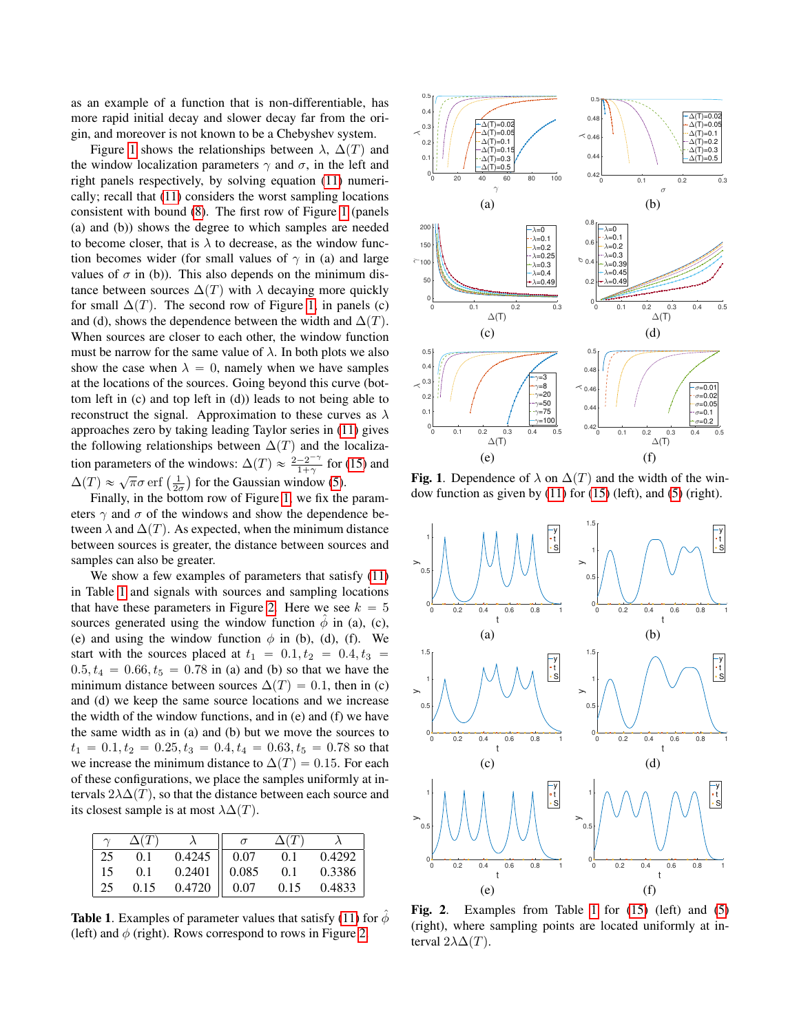as an example of a function that is non-differentiable, has more rapid initial decay and slower decay far from the origin, and moreover is not known to be a Chebyshev system.

Figure 1 shows the relationships between $\lambda$, $\Delta(T)$ and the window localization parameters $\gamma$ and $\sigma$, in the left and right panels respectively, by solving equation (11) numerically; recall that (11) considers the worst sampling locations consistent with bound (8). The first row of Figure 1 (panels (a) and (b)) shows the degree to which samples are needed to become closer, that is $\lambda$ to decrease, as the window function becomes wider (for small values of $\gamma$ in (a) and large values of $\sigma$ in (b)). This also depends on the minimum distance between sources $\Delta(T)$ with $\lambda$ decaying more quickly for small $\Delta(T)$. The second row of Figure 1, in panels (c) and (d), shows the dependence between the width and $\Delta(T)$. When sources are closer to each other, the window function must be narrow for the same value of $\lambda$. In both plots we also show the case when $\lambda = 0$, namely when we have samples at the locations of the sources. Going beyond this curve (bottom left in (c) and top left in (d)) leads to not being able to reconstruct the signal. Approximation to these curves as $\lambda$ approaches zero by taking leading Taylor series in (11) gives the following relationships between $\Delta(T)$ and the localization parameters of the windows: $\Delta(T) \approx \frac{2-2^{-\gamma}}{1+\gamma}$ for (15) and $\Delta(T) \approx \sqrt{\pi}\sigma \operatorname{erf}\left(\frac{1}{2\sigma}\right)$ for the Gaussian window (5).

Finally, in the bottom row of Figure 1, we fix the parameters $\gamma$ and $\sigma$ of the windows and show the dependence between $\lambda$ and $\Delta(T)$. As expected, when the minimum distance between sources is greater, the distance between sources and samples can also be greater.

We show a few examples of parameters that satisfy (11) in Table 1 and signals with sources and sampling locations that have these parameters in Figure 2. Here we see $k = 5$ sources generated using the window function $\hat{\phi}$ in (a), (c), (e) and using the window function $\phi$ in (b), (d), (f). We start with the sources placed at $t_1 = 0.1, t_2 = 0.4, t_3 = 0.5, t_4 = 0.66, t_5 = 0.78$ in (a) and (b) so that we have the minimum distance between sources $\Delta(T) = 0.1$, then in (c) and (d) we keep the same source locations and we increase the width of the window functions, and in (e) and (f) we have the same width as in (a) and (b) but we move the sources to $t_1 = 0.1, t_2 = 0.25, t_3 = 0.4, t_4 = 0.63, t_5 = 0.78$ so that we increase the minimum distance to $\Delta(T) = 0.15$. For each of these configurations, we place the samples uniformly at intervals $2\lambda\Delta(T)$, so that the distance between each source and its closest sample is at most $\lambda\Delta(T)$.

| $\gamma$ | $\Delta(T)$ | $\lambda$ | $\sigma$ | $\Delta(T)$ | $\lambda$ |
|---|---|---|---|---|---|
| 25 | 0.1 | 0.4245 | 0.07 | 0.1 | 0.4292 |
| 15 | 0.1 | 0.2401 | 0.085 | 0.1 | 0.3386 |
| 25 | 0.15 | 0.4720 | 0.07 | 0.15 | 0.4833 |

**Table 1**. Examples of parameter values that satisfy (11) for $\hat{\phi}$ (left) and $\phi$ (right). Rows correspond to rows in Figure 2.

**Fig. 1**. Dependence of $\lambda$ on $\Delta(T)$ and the width of the window function as given by (11) for (15) (left), and (5) (right).

**Fig. 2**. Examples from Table 1 for (15) (left) and (5) (right), where sampling points are located uniformly at interval $2\lambda\Delta(T)$.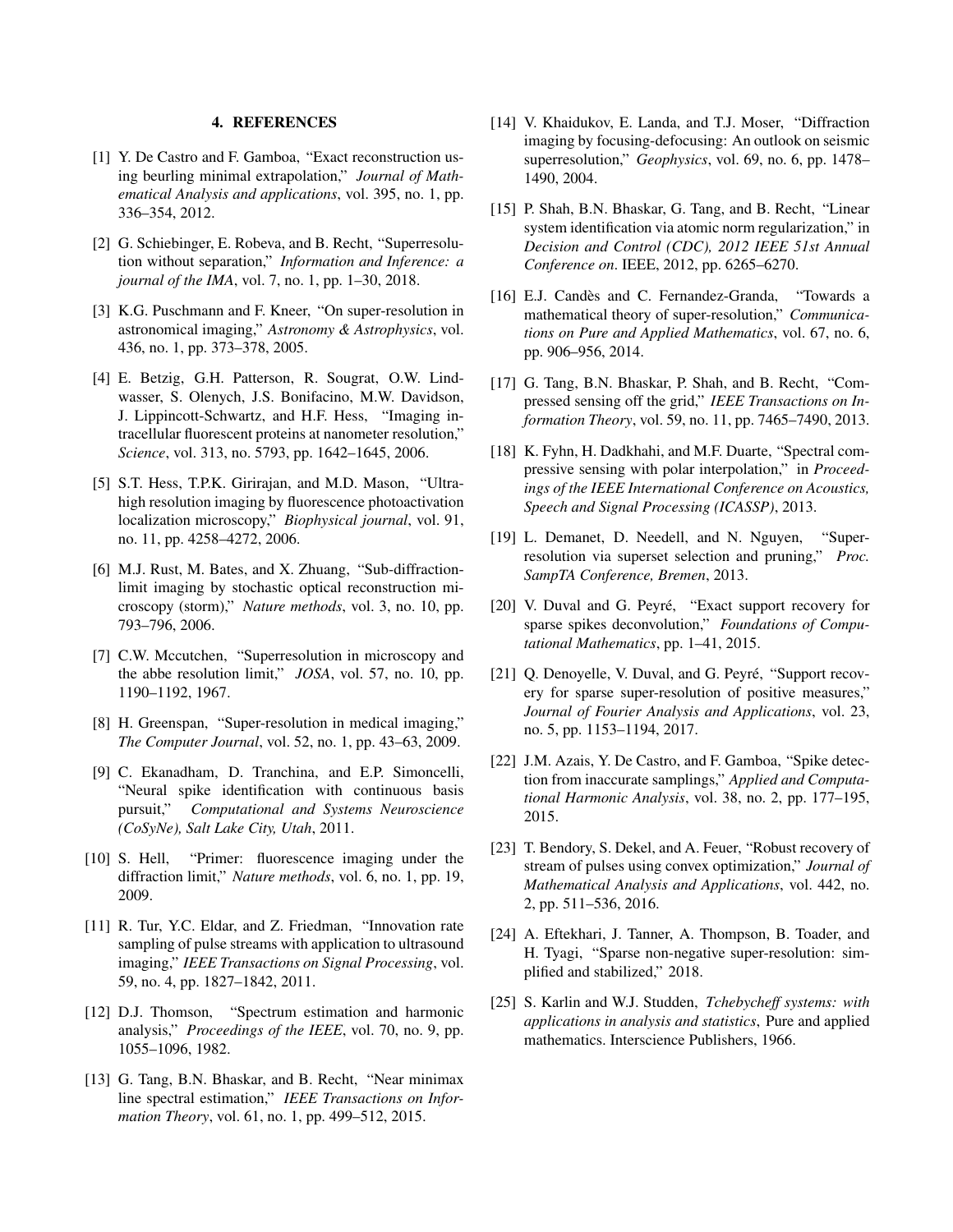## 4. REFERENCES

[1] Y. De Castro and F. Gamboa, "Exact reconstruction using beurling minimal extrapolation," *Journal of Mathematical Analysis and applications*, vol. 395, no. 1, pp. 336–354, 2012.

[2] G. Schiebinger, E. Robeva, and B. Recht, "Superresolution without separation," *Information and Inference: a journal of the IMA*, vol. 7, no. 1, pp. 1–30, 2018.

[3] K.G. Puschmann and F. Kneer, "On super-resolution in astronomical imaging," *Astronomy & Astrophysics*, vol. 436, no. 1, pp. 373–378, 2005.

[4] E. Betzig, G.H. Patterson, R. Sougrat, O.W. Lindwasser, S. Olenych, J.S. Bonifacino, M.W. Davidson, J. Lippincott-Schwartz, and H.F. Hess, "Imaging intracellular fluorescent proteins at nanometer resolution," *Science*, vol. 313, no. 5793, pp. 1642–1645, 2006.

[5] S.T. Hess, T.P.K. Girirajan, and M.D. Mason, "Ultra-high resolution imaging by fluorescence photoactivation localization microscopy," *Biophysical journal*, vol. 91, no. 11, pp. 4258–4272, 2006.

[6] M.J. Rust, M. Bates, and X. Zhuang, "Sub-diffraction-limit imaging by stochastic optical reconstruction microscopy (storm)," *Nature methods*, vol. 3, no. 10, pp. 793–796, 2006.

[7] C.W. Mccutchen, "Superresolution in microscopy and the abbe resolution limit," *JOSA*, vol. 57, no. 10, pp. 1190–1192, 1967.

[8] H. Greenspan, "Super-resolution in medical imaging," *The Computer Journal*, vol. 52, no. 1, pp. 43–63, 2009.

[9] C. Ekanadham, D. Tranchina, and E.P. Simoncelli, "Neural spike identification with continuous basis pursuit," *Computational and Systems Neuroscience (CoSyNe), Salt Lake City, Utah*, 2011.

[10] S. Hell, "Primer: fluorescence imaging under the diffraction limit," *Nature methods*, vol. 6, no. 1, pp. 19, 2009.

[11] R. Tur, Y.C. Eldar, and Z. Friedman, "Innovation rate sampling of pulse streams with application to ultrasound imaging," *IEEE Transactions on Signal Processing*, vol. 59, no. 4, pp. 1827–1842, 2011.

[12] D.J. Thomson, "Spectrum estimation and harmonic analysis," *Proceedings of the IEEE*, vol. 70, no. 9, pp. 1055–1096, 1982.

[13] G. Tang, B.N. Bhaskar, and B. Recht, "Near minimax line spectral estimation," *IEEE Transactions on Information Theory*, vol. 61, no. 1, pp. 499–512, 2015.

[14] V. Khaidukov, E. Landa, and T.J. Moser, "Diffraction imaging by focusing-defocusing: An outlook on seismic superresolution," *Geophysics*, vol. 69, no. 6, pp. 1478–1490, 2004.

[15] P. Shah, B.N. Bhaskar, G. Tang, and B. Recht, "Linear system identification via atomic norm regularization," in *Decision and Control (CDC), 2012 IEEE 51st Annual Conference on*. IEEE, 2012, pp. 6265–6270.

[16] E.J. Candès and C. Fernandez-Granda, "Towards a mathematical theory of super-resolution," *Communications on Pure and Applied Mathematics*, vol. 67, no. 6, pp. 906–956, 2014.

[17] G. Tang, B.N. Bhaskar, P. Shah, and B. Recht, "Compressed sensing off the grid," *IEEE Transactions on Information Theory*, vol. 59, no. 11, pp. 7465–7490, 2013.

[18] K. Fyhn, H. Dadkhahi, and M.F. Duarte, "Spectral compressive sensing with polar interpolation," in *Proceedings of the IEEE International Conference on Acoustics, Speech and Signal Processing (ICASSP)*, 2013.

[19] L. Demanet, D. Needell, and N. Nguyen, "Super-resolution via superset selection and pruning," *Proc. SampTA Conference, Bremen*, 2013.

[20] V. Duval and G. Peyré, "Exact support recovery for sparse spikes deconvolution," *Foundations of Computational Mathematics*, pp. 1–41, 2015.

[21] Q. Denoyelle, V. Duval, and G. Peyré, "Support recovery for sparse super-resolution of positive measures," *Journal of Fourier Analysis and Applications*, vol. 23, no. 5, pp. 1153–1194, 2017.

[22] J.M. Azais, Y. De Castro, and F. Gamboa, "Spike detection from inaccurate samplings," *Applied and Computational Harmonic Analysis*, vol. 38, no. 2, pp. 177–195, 2015.

[23] T. Bendory, S. Dekel, and A. Feuer, "Robust recovery of stream of pulses using convex optimization," *Journal of Mathematical Analysis and Applications*, vol. 442, no. 2, pp. 511–536, 2016.

[24] A. Eftekhari, J. Tanner, A. Thompson, B. Toader, and H. Tyagi, "Sparse non-negative super-resolution: simplified and stabilized," 2018.

[25] S. Karlin and W.J. Studden, *Tchebycheff systems: with applications in analysis and statistics*, Pure and applied mathematics. Interscience Publishers, 1966.